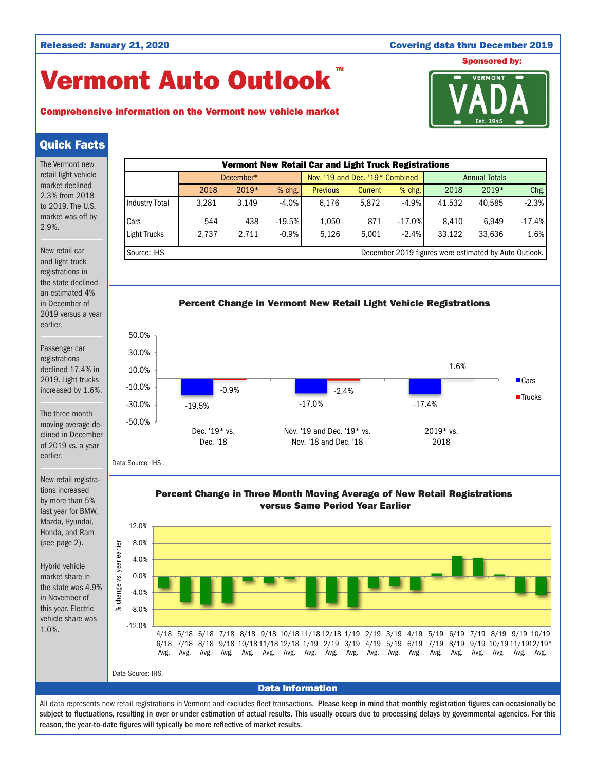Released: January 21, 2020

Covering data thru December 2019

# Vermont Auto Outlook™

**Comprehensive information on the Vermont new vehicle market**

Sponsored by: VERMONT VADA Est. 1945

## Quick Facts

The Vermont new retail light vehicle market declined 2.3% from 2018 to 2019. The U.S. market was off by 2.9%.

New retail car and light truck registrations in the state declined an estimated 4% in December of 2019 versus a year earlier.

Passenger car registrations declined 17.4% in 2019. Light trucks increased by 1.6%.

The three month moving average declined in December of 2019 vs. a year earlier.

New retail registrations increased by more than 5% last year for BMW, Mazda, Hyundai, Honda, and Ram (see page 2).

Hybrid vehicle market share in the state was 4.9% in November of this year. Electric vehicle share was 1.0%.

**Vermont New Retail Car and Light Truck Registrations**

| | December* | | | Nov. '19 and Dec. '19* Combined | | | Annual Totals | | |
|---|---|---|---|---|---|---|---|---|---|
| | 2018 | 2019* | % chg. | Previous | Current | % chg. | 2018 | 2019* | Chg. |
| Industry Total | 3,281 | 3,149 | -4.0% | 6,176 | 5,872 | -4.9% | 41,532 | 40,585 | -2.3% |
| Cars | 544 | 438 | -19.5% | 1,050 | 871 | -17.0% | 8,410 | 6,949 | -17.4% |
| Light Trucks | 2,737 | 2,711 | -0.9% | 5,126 | 5,001 | -2.4% | 33,122 | 33,636 | 1.6% |

Source: IHS. December 2019 figures were estimated by Auto Outlook.

**Percent Change in Vermont New Retail Light Vehicle Registrations**

| | Cars | Trucks |
|---|---|---|
| Dec. '19* vs. Dec. '18 | -19.5% | -0.9% |
| Nov. '19 and Dec. '19* vs. Nov. '18 and Dec. '18 | -17.0% | -2.4% |
| 2019* vs. 2018 | -17.4% | 1.6% |

Data Source: IHS .

**Percent Change in Three Month Moving Average of New Retail Registrations versus Same Period Year Earlier**

Periods: 4/18 6/18 Avg., 5/18 7/18 Avg., 6/18 8/18 Avg., 7/18 9/18 Avg., 8/18 10/18 Avg., 9/18 11/18 Avg., 10/18 12/18 Avg., 11/18 1/19 Avg., 12/18 2/19 Avg., 1/19 3/19 Avg., 2/19 4/19 Avg., 3/19 5/19 Avg., 4/19 6/19 Avg., 5/19 7/19 Avg., 6/19 8/19 Avg., 7/19 9/19 Avg., 8/19 10/19 Avg., 9/19 11/19 Avg., 10/19 12/19* Avg.

Data Source: IHS.

## Data Information

All data represents new retail registrations in Vermont and excludes fleet transactions. **Please keep in mind that monthly registration figures can occasionally be subject to fluctuations, resulting in over or under estimation of actual results. This usually occurs due to processing delays by governmental agencies. For this reason, the year-to-date figures will typically be more reflective of market results.**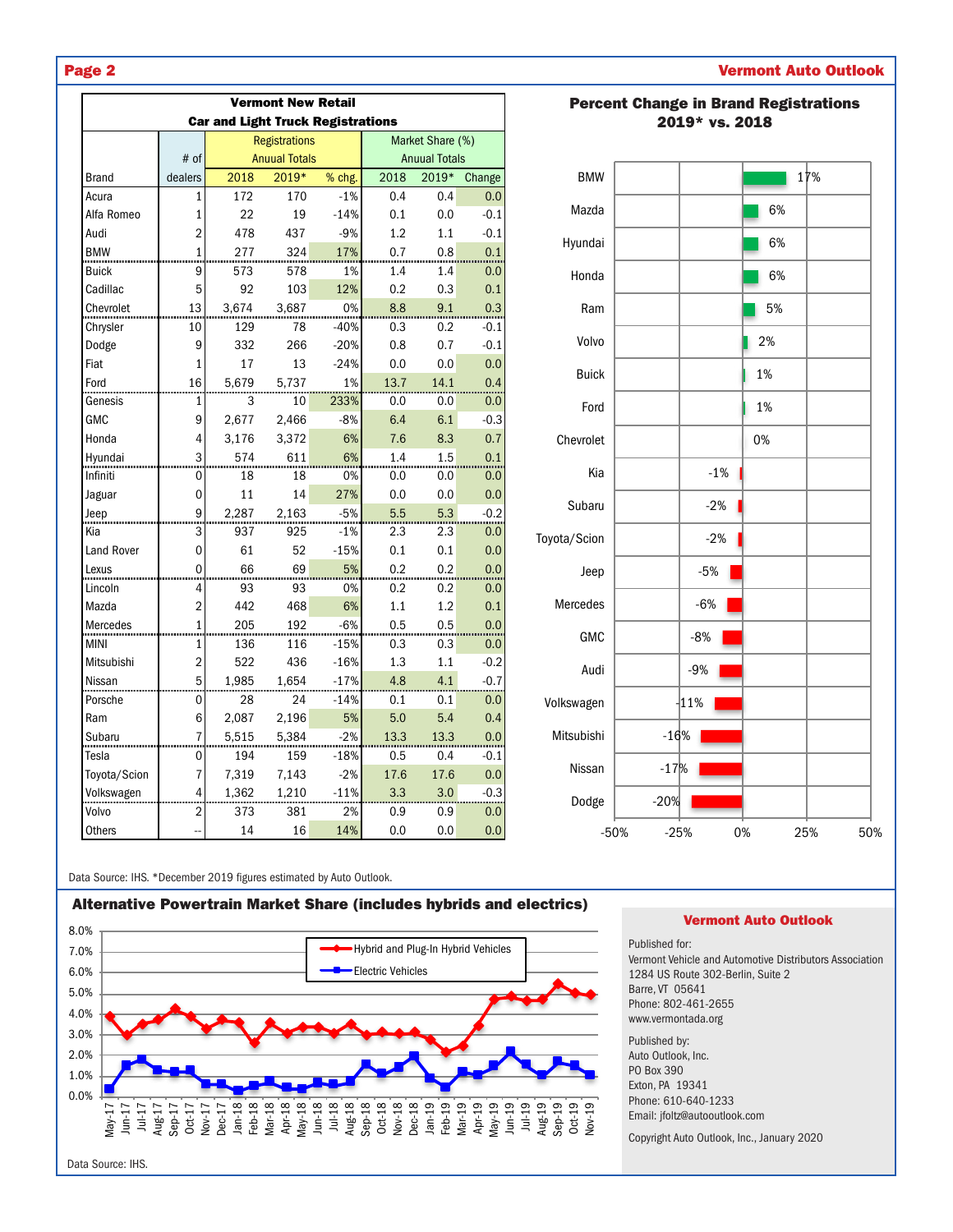## Vermont New Retail Car and Light Truck Registrations

| Brand | # of dealers | Registrations Anual Totals | | | Market Share (%) Anual Totals | | |
|---|---|---|---|---|---|---|---|
| | | 2018 | 2019* | % chg. | 2018 | 2019* | Change |
| Acura | 1 | 172 | 170 | -1% | 0.4 | 0.4 | 0.0 |
| Alfa Romeo | 1 | 22 | 19 | -14% | 0.1 | 0.0 | -0.1 |
| Audi | 2 | 478 | 437 | -9% | 1.2 | 1.1 | -0.1 |
| BMW | 1 | 277 | 324 | 17% | 0.7 | 0.8 | 0.1 |
| Buick | 9 | 573 | 578 | 1% | 1.4 | 1.4 | 0.0 |
| Cadillac | 5 | 92 | 103 | 12% | 0.2 | 0.3 | 0.1 |
| Chevrolet | 13 | 3,674 | 3,687 | 0% | 8.8 | 9.1 | 0.3 |
| Chrysler | 10 | 129 | 78 | -40% | 0.3 | 0.2 | -0.1 |
| Dodge | 9 | 332 | 266 | -20% | 0.8 | 0.7 | -0.1 |
| Fiat | 1 | 17 | 13 | -24% | 0.0 | 0.0 | 0.0 |
| Ford | 16 | 5,679 | 5,737 | 1% | 13.7 | 14.1 | 0.4 |
| Genesis | 1 | 3 | 10 | 233% | 0.0 | 0.0 | 0.0 |
| GMC | 9 | 2,677 | 2,466 | -8% | 6.4 | 6.1 | -0.3 |
| Honda | 4 | 3,176 | 3,372 | 6% | 7.6 | 8.3 | 0.7 |
| Hyundai | 3 | 574 | 611 | 6% | 1.4 | 1.5 | 0.1 |
| Infiniti | 0 | 18 | 18 | 0% | 0.0 | 0.0 | 0.0 |
| Jaguar | 0 | 11 | 14 | 27% | 0.0 | 0.0 | 0.0 |
| Jeep | 9 | 2,287 | 2,163 | -5% | 5.5 | 5.3 | -0.2 |
| Kia | 3 | 937 | 925 | -1% | 2.3 | 2.3 | 0.0 |
| Land Rover | 0 | 61 | 52 | -15% | 0.1 | 0.1 | 0.0 |
| Lexus | 0 | 66 | 69 | 5% | 0.2 | 0.2 | 0.0 |
| Lincoln | 4 | 93 | 93 | 0% | 0.2 | 0.2 | 0.0 |
| Mazda | 2 | 442 | 468 | 6% | 1.1 | 1.2 | 0.1 |
| Mercedes | 1 | 205 | 192 | -6% | 0.5 | 0.5 | 0.0 |
| MINI | 1 | 136 | 116 | -15% | 0.3 | 0.3 | 0.0 |
| Mitsubishi | 2 | 522 | 436 | -16% | 1.3 | 1.1 | -0.2 |
| Nissan | 5 | 1,985 | 1,654 | -17% | 4.8 | 4.1 | -0.7 |
| Porsche | 0 | 28 | 24 | -14% | 0.1 | 0.1 | 0.0 |
| Ram | 6 | 2,087 | 2,196 | 5% | 5.0 | 5.4 | 0.4 |
| Subaru | 7 | 5,515 | 5,384 | -2% | 13.3 | 13.3 | 0.0 |
| Tesla | 0 | 194 | 159 | -18% | 0.5 | 0.4 | -0.1 |
| Toyota/Scion | 7 | 7,319 | 7,143 | -2% | 17.6 | 17.6 | 0.0 |
| Volkswagen | 4 | 1,362 | 1,210 | -11% | 3.3 | 3.0 | -0.3 |
| Volvo | 2 | 373 | 381 | 2% | 0.9 | 0.9 | 0.0 |
| Others | -- | 14 | 16 | 14% | 0.0 | 0.0 | 0.0 |

## Percent Change in Brand Registrations 2019* vs. 2018

BMW 17%
Mazda 6%
Hyundai 6%
Honda 6%
Ram 5%
Volvo 2%
Buick 1%
Ford 1%
Chevrolet 0%
Kia -1%
Subaru -2%
Toyota/Scion -2%
Jeep -5%
Mercedes -6%
GMC -8%
Audi -9%
Volkswagen -11%
Mitsubishi -16%
Nissan -17%
Dodge -20%

-50% -25% 0% 25% 50%

Data Source: IHS. *December 2019 figures estimated by Auto Outlook.

## Alternative Powertrain Market Share (includes hybrids and electrics)

Hybrid and Plug-In Hybrid Vehicles
Electric Vehicles

8.0% 7.0% 6.0% 5.0% 4.0% 3.0% 2.0% 1.0% 0.0%

May-17 Jun-17 Jul-17 Aug-17 Sep-17 Oct-17 Nov-17 Dec-17 Jan-18 Feb-18 Mar-18 Apr-18 May-18 Jun-18 Jul-18 Aug-18 Sep-18 Oct-18 Nov-18 Dec-18 Jan-19 Feb-19 Mar-19 Apr-19 May-19 Jun-19 Jul-19 Aug-19 Sep-19 Oct-19 Nov-19

Data Source: IHS.

### Vermont Auto Outlook

Published for:
Vermont Vehicle and Automotive Distributors Association
1284 US Route 302-Berlin, Suite 2
Barre, VT 05641
Phone: 802-461-2655
www.vermontada.org

Published by:
Auto Outlook, Inc.
PO Box 390
Exton, PA 19341
Phone: 610-640-1233
Email: jfoltz@autooutlook.com

Copyright Auto Outlook, Inc., January 2020